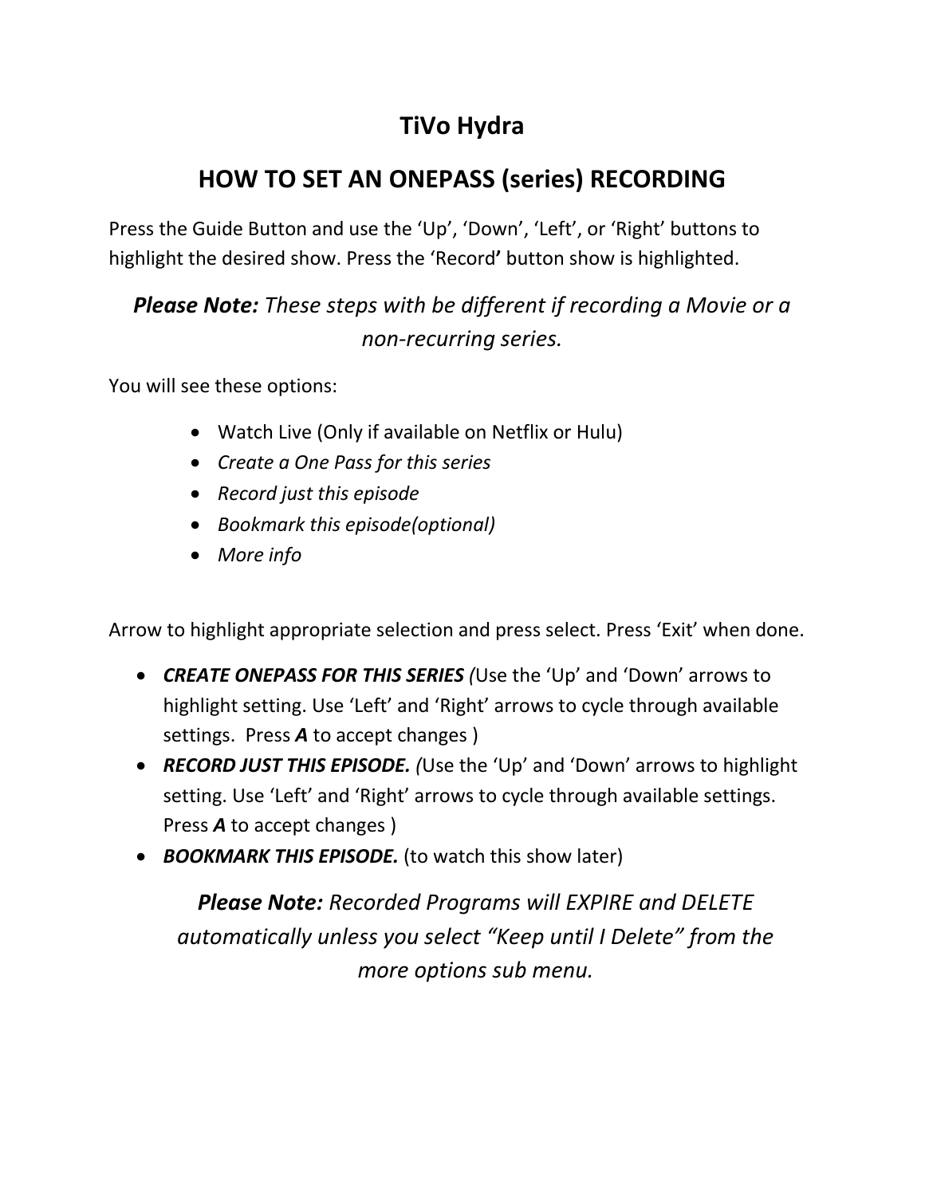# TiVo Hydra

## HOW TO SET AN ONEPASS (series) RECORDING

Press the Guide Button and use the 'Up', 'Down', 'Left', or 'Right' buttons to highlight the desired show. Press the 'Record**'** button show is highlighted.

***Please Note:*** *These steps with be different if recording a Movie or a non-recurring series.*

You will see these options:

- Watch Live (Only if available on Netflix or Hulu)
- *Create a One Pass for this series*
- *Record just this episode*
- *Bookmark this episode(optional)*
- *More info*

Arrow to highlight appropriate selection and press select. Press 'Exit' when done.

- ***CREATE ONEPASS FOR THIS SERIES*** *(*Use the 'Up' and 'Down' arrows to highlight setting. Use 'Left' and 'Right' arrows to cycle through available settings. Press ***A*** to accept changes )
- ***RECORD JUST THIS EPISODE.*** *(*Use the 'Up' and 'Down' arrows to highlight setting. Use 'Left' and 'Right' arrows to cycle through available settings. Press ***A*** to accept changes )
- ***BOOKMARK THIS EPISODE.*** (to watch this show later)

***Please Note:*** *Recorded Programs will EXPIRE and DELETE automatically unless you select "Keep until I Delete" from the more options sub menu.*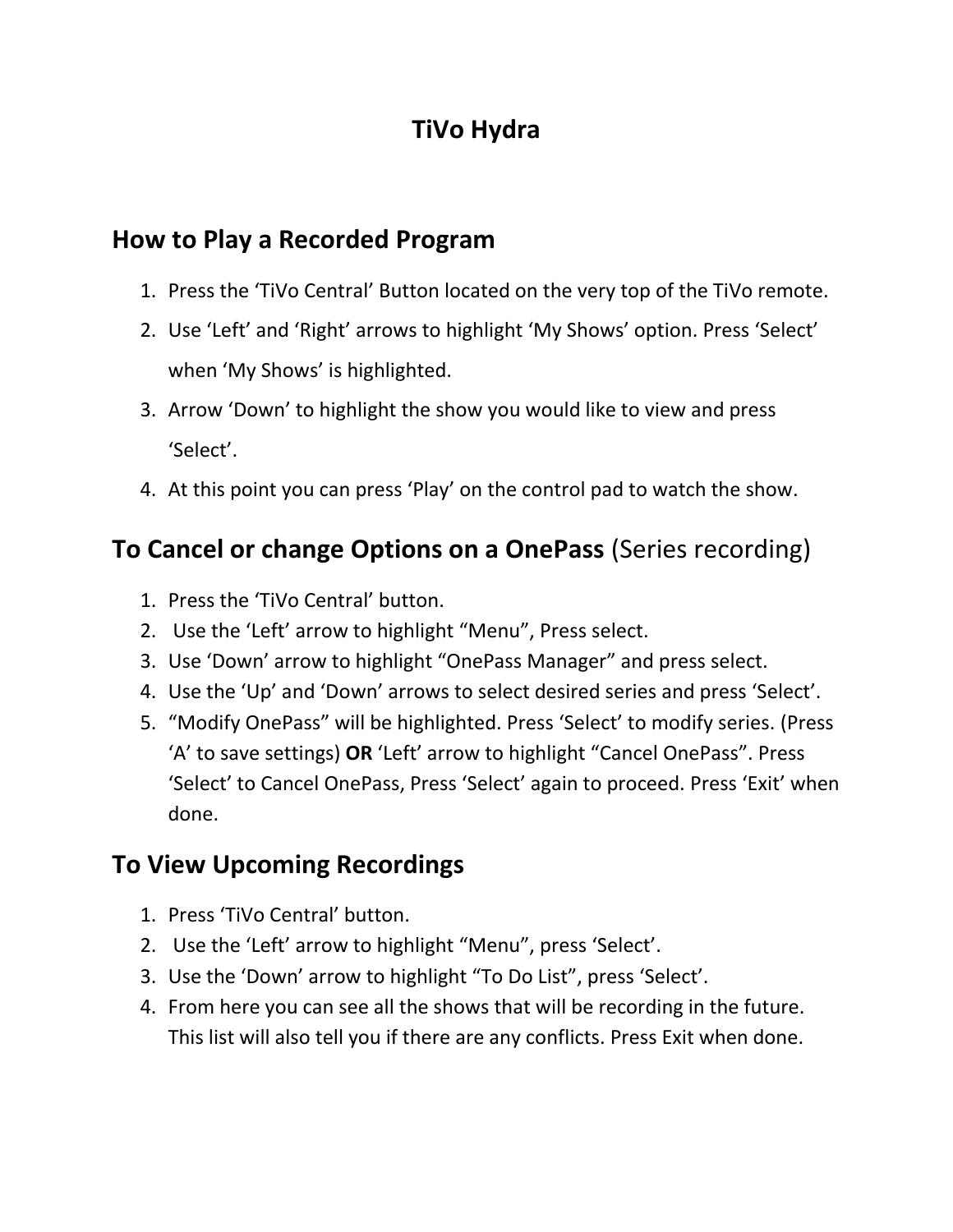# TiVo Hydra

## How to Play a Recorded Program

1. Press the 'TiVo Central' Button located on the very top of the TiVo remote.
2. Use 'Left' and 'Right' arrows to highlight 'My Shows' option. Press 'Select' when 'My Shows' is highlighted.
3. Arrow 'Down' to highlight the show you would like to view and press 'Select'.
4. At this point you can press 'Play' on the control pad to watch the show.

## To Cancel or change Options on a OnePass (Series recording)

1. Press the 'TiVo Central' button.
2. Use the 'Left' arrow to highlight "Menu", Press select.
3. Use 'Down' arrow to highlight "OnePass Manager" and press select.
4. Use the 'Up' and 'Down' arrows to select desired series and press 'Select'.
5. "Modify OnePass" will be highlighted. Press 'Select' to modify series. (Press 'A' to save settings) **OR** 'Left' arrow to highlight "Cancel OnePass". Press 'Select' to Cancel OnePass, Press 'Select' again to proceed. Press 'Exit' when done.

## To View Upcoming Recordings

1. Press 'TiVo Central' button.
2. Use the 'Left' arrow to highlight "Menu", press 'Select'.
3. Use the 'Down' arrow to highlight "To Do List", press 'Select'.
4. From here you can see all the shows that will be recording in the future. This list will also tell you if there are any conflicts. Press Exit when done.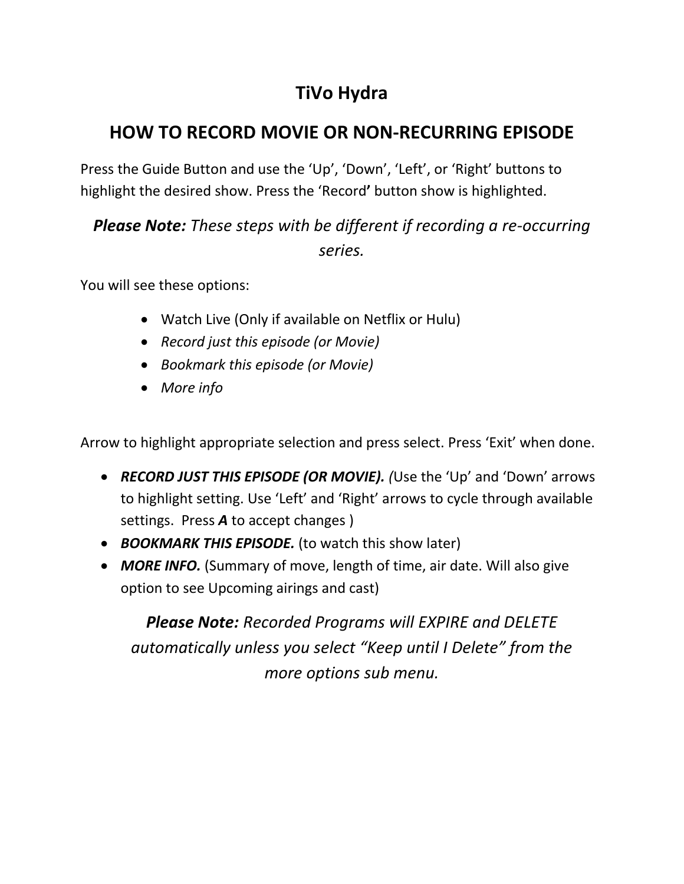# TiVo Hydra

## HOW TO RECORD MOVIE OR NON-RECURRING EPISODE

Press the Guide Button and use the 'Up', 'Down', 'Left', or 'Right' buttons to highlight the desired show. Press the 'Record**'** button show is highlighted.

***Please Note:*** *These steps with be different if recording a re-occurring series.*

You will see these options:

- Watch Live (Only if available on Netflix or Hulu)
- *Record just this episode (or Movie)*
- *Bookmark this episode (or Movie)*
- *More info*

Arrow to highlight appropriate selection and press select. Press 'Exit' when done.

- ***RECORD JUST THIS EPISODE (OR MOVIE).*** *(*Use the 'Up' and 'Down' arrows to highlight setting. Use 'Left' and 'Right' arrows to cycle through available settings. Press ***A*** to accept changes )
- ***BOOKMARK THIS EPISODE.*** (to watch this show later)
- ***MORE INFO.*** (Summary of move, length of time, air date. Will also give option to see Upcoming airings and cast)

***Please Note:*** *Recorded Programs will EXPIRE and DELETE automatically unless you select "Keep until I Delete" from the more options sub menu.*